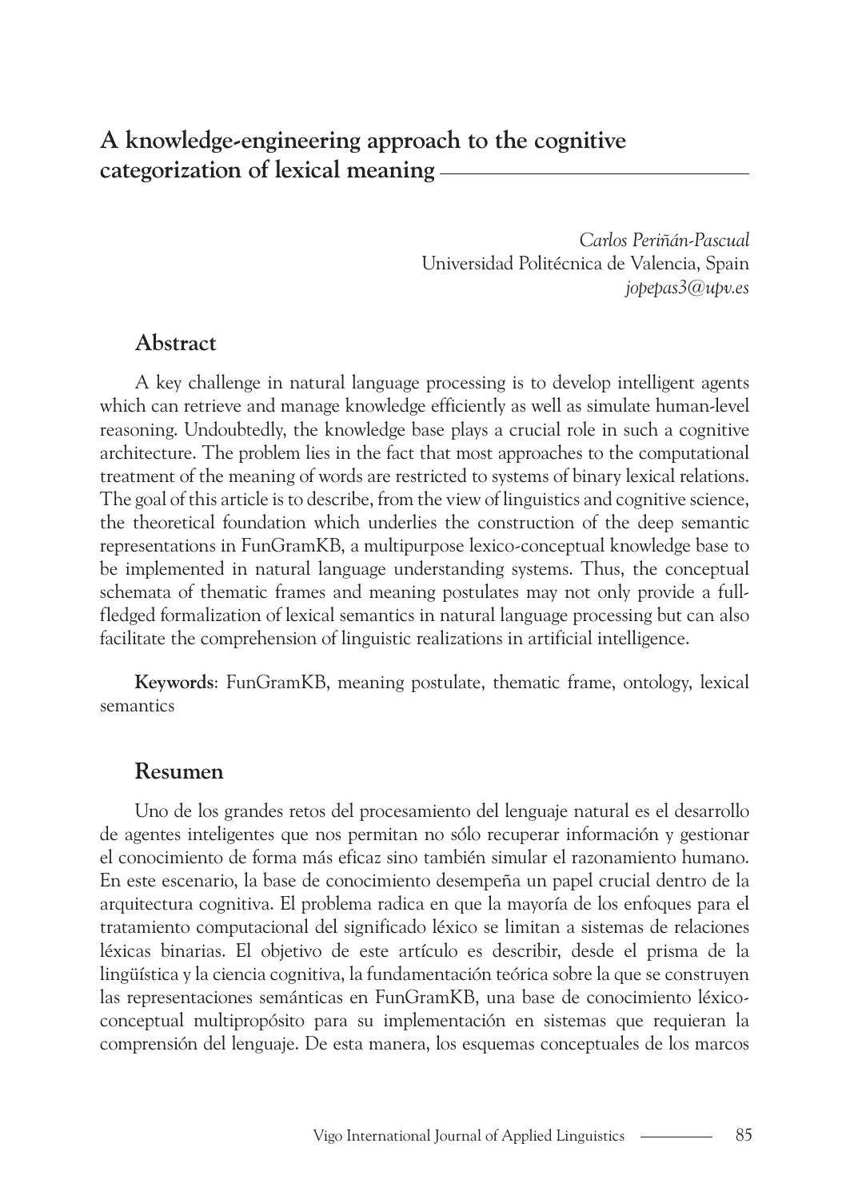# A knowledge-engineering approach to the cognitive categorization of lexical meaning

*Carlos Periñán-Pascual*
Universidad Politécnica de Valencia, Spain
*jopepas3@upv.es*

## Abstract

A key challenge in natural language processing is to develop intelligent agents which can retrieve and manage knowledge efficiently as well as simulate human-level reasoning. Undoubtedly, the knowledge base plays a crucial role in such a cognitive architecture. The problem lies in the fact that most approaches to the computational treatment of the meaning of words are restricted to systems of binary lexical relations. The goal of this article is to describe, from the view of linguistics and cognitive science, the theoretical foundation which underlies the construction of the deep semantic representations in FunGramKB, a multipurpose lexico-conceptual knowledge base to be implemented in natural language understanding systems. Thus, the conceptual schemata of thematic frames and meaning postulates may not only provide a full-fledged formalization of lexical semantics in natural language processing but can also facilitate the comprehension of linguistic realizations in artificial intelligence.

**Keywords**: FunGramKB, meaning postulate, thematic frame, ontology, lexical semantics

## Resumen

Uno de los grandes retos del procesamiento del lenguaje natural es el desarrollo de agentes inteligentes que nos permitan no sólo recuperar información y gestionar el conocimiento de forma más eficaz sino también simular el razonamiento humano. En este escenario, la base de conocimiento desempeña un papel crucial dentro de la arquitectura cognitiva. El problema radica en que la mayoría de los enfoques para el tratamiento computacional del significado léxico se limitan a sistemas de relaciones léxicas binarias. El objetivo de este artículo es describir, desde el prisma de la lingüística y la ciencia cognitiva, la fundamentación teórica sobre la que se construyen las representaciones semánticas en FunGramKB, una base de conocimiento léxico-conceptual multipropósito para su implementación en sistemas que requieran la comprensión del lenguaje. De esta manera, los esquemas conceptuales de los marcos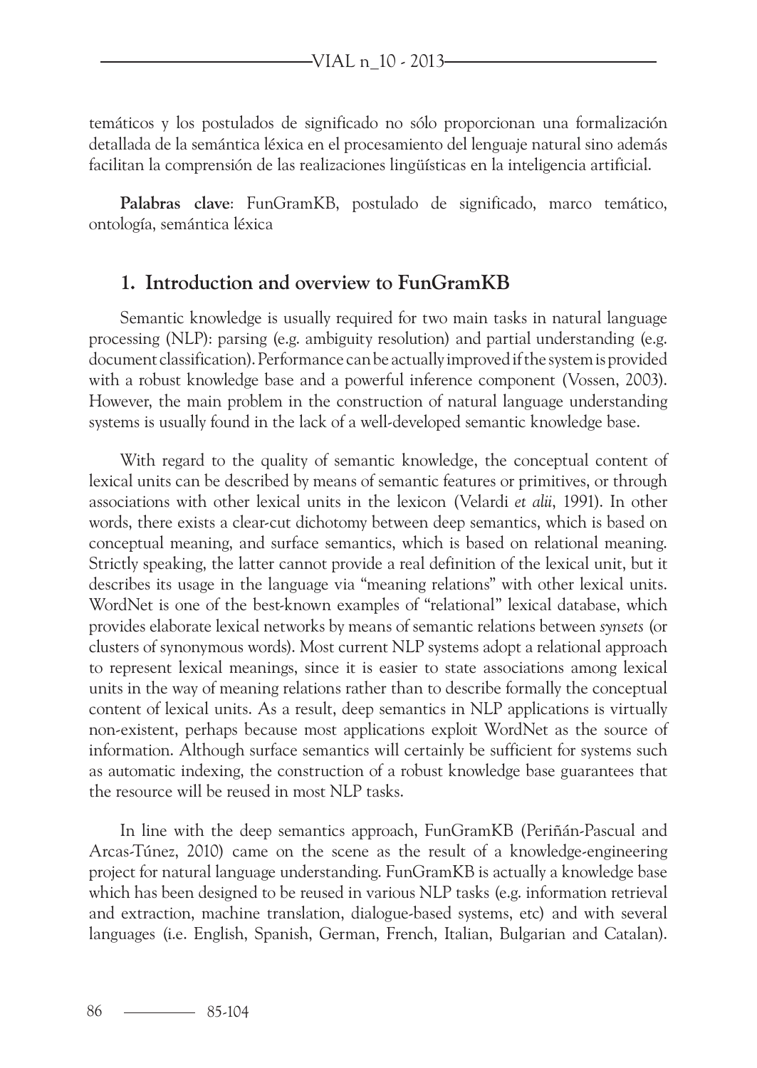temáticos y los postulados de significado no sólo proporcionan una formalización detallada de la semántica léxica en el procesamiento del lenguaje natural sino además facilitan la comprensión de las realizaciones lingüísticas en la inteligencia artificial.

**Palabras clave**: FunGramKB, postulado de significado, marco temático, ontología, semántica léxica

## 1. Introduction and overview to FunGramKB

Semantic knowledge is usually required for two main tasks in natural language processing (NLP): parsing (e.g. ambiguity resolution) and partial understanding (e.g. document classification). Performance can be actually improved if the system is provided with a robust knowledge base and a powerful inference component (Vossen, 2003). However, the main problem in the construction of natural language understanding systems is usually found in the lack of a well-developed semantic knowledge base.

With regard to the quality of semantic knowledge, the conceptual content of lexical units can be described by means of semantic features or primitives, or through associations with other lexical units in the lexicon (Velardi *et alii*, 1991). In other words, there exists a clear-cut dichotomy between deep semantics, which is based on conceptual meaning, and surface semantics, which is based on relational meaning. Strictly speaking, the latter cannot provide a real definition of the lexical unit, but it describes its usage in the language via "meaning relations" with other lexical units. WordNet is one of the best-known examples of "relational" lexical database, which provides elaborate lexical networks by means of semantic relations between *synsets* (or clusters of synonymous words). Most current NLP systems adopt a relational approach to represent lexical meanings, since it is easier to state associations among lexical units in the way of meaning relations rather than to describe formally the conceptual content of lexical units. As a result, deep semantics in NLP applications is virtually non-existent, perhaps because most applications exploit WordNet as the source of information. Although surface semantics will certainly be sufficient for systems such as automatic indexing, the construction of a robust knowledge base guarantees that the resource will be reused in most NLP tasks.

In line with the deep semantics approach, FunGramKB (Periñán-Pascual and Arcas-Túnez, 2010) came on the scene as the result of a knowledge-engineering project for natural language understanding. FunGramKB is actually a knowledge base which has been designed to be reused in various NLP tasks (e.g. information retrieval and extraction, machine translation, dialogue-based systems, etc) and with several languages (i.e. English, Spanish, German, French, Italian, Bulgarian and Catalan).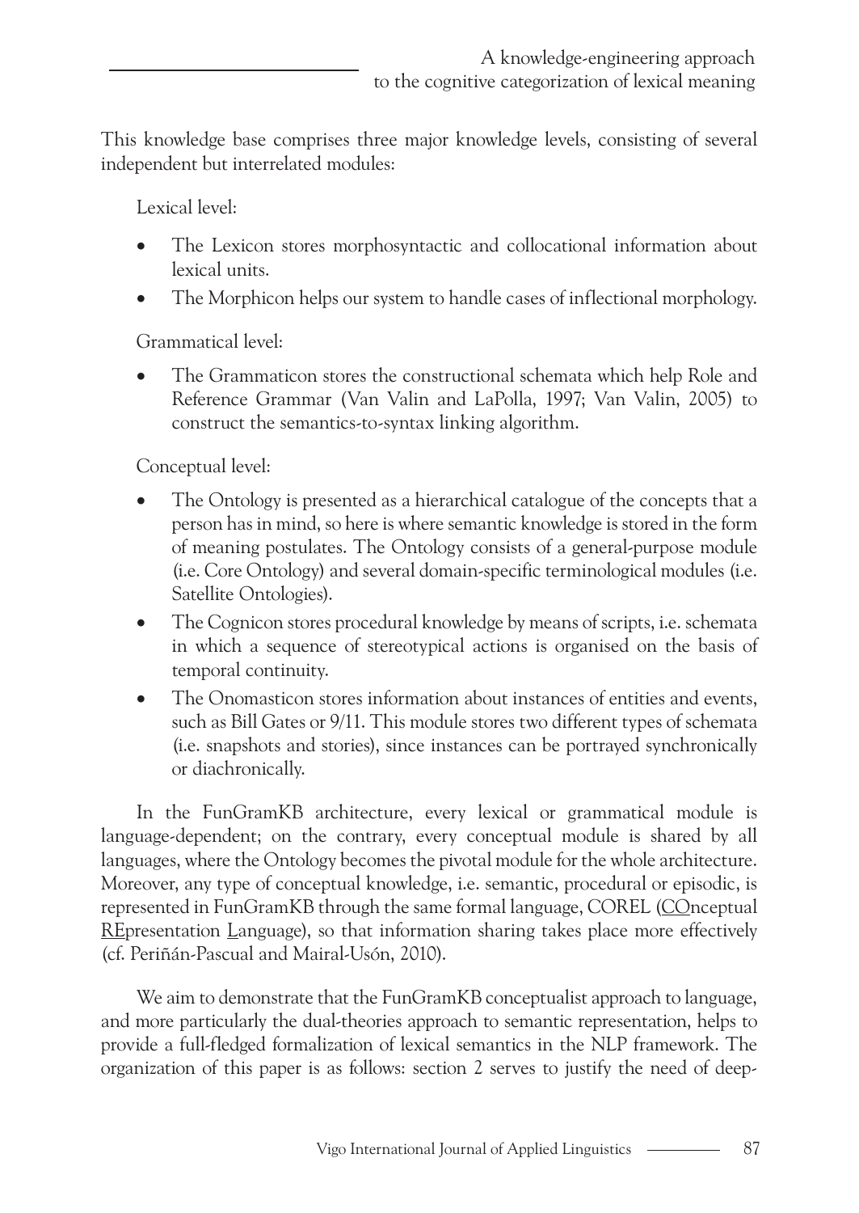This knowledge base comprises three major knowledge levels, consisting of several independent but interrelated modules:

Lexical level:

- The Lexicon stores morphosyntactic and collocational information about lexical units.
- The Morphicon helps our system to handle cases of inflectional morphology.

Grammatical level:

- The Grammaticon stores the constructional schemata which help Role and Reference Grammar (Van Valin and LaPolla, 1997; Van Valin, 2005) to construct the semantics-to-syntax linking algorithm.

Conceptual level:

- The Ontology is presented as a hierarchical catalogue of the concepts that a person has in mind, so here is where semantic knowledge is stored in the form of meaning postulates. The Ontology consists of a general-purpose module (i.e. Core Ontology) and several domain-specific terminological modules (i.e. Satellite Ontologies).
- The Cognicon stores procedural knowledge by means of scripts, i.e. schemata in which a sequence of stereotypical actions is organised on the basis of temporal continuity.
- The Onomasticon stores information about instances of entities and events, such as Bill Gates or 9/11. This module stores two different types of schemata (i.e. snapshots and stories), since instances can be portrayed synchronically or diachronically.

In the FunGramKB architecture, every lexical or grammatical module is language-dependent; on the contrary, every conceptual module is shared by all languages, where the Ontology becomes the pivotal module for the whole architecture. Moreover, any type of conceptual knowledge, i.e. semantic, procedural or episodic, is represented in FunGramKB through the same formal language, COREL (<u>CO</u>nceptual <u>RE</u>presentation <u>L</u>anguage), so that information sharing takes place more effectively (cf. Periñán-Pascual and Mairal-Usón, 2010).

We aim to demonstrate that the FunGramKB conceptualist approach to language, and more particularly the dual-theories approach to semantic representation, helps to provide a full-fledged formalization of lexical semantics in the NLP framework. The organization of this paper is as follows: section 2 serves to justify the need of deep-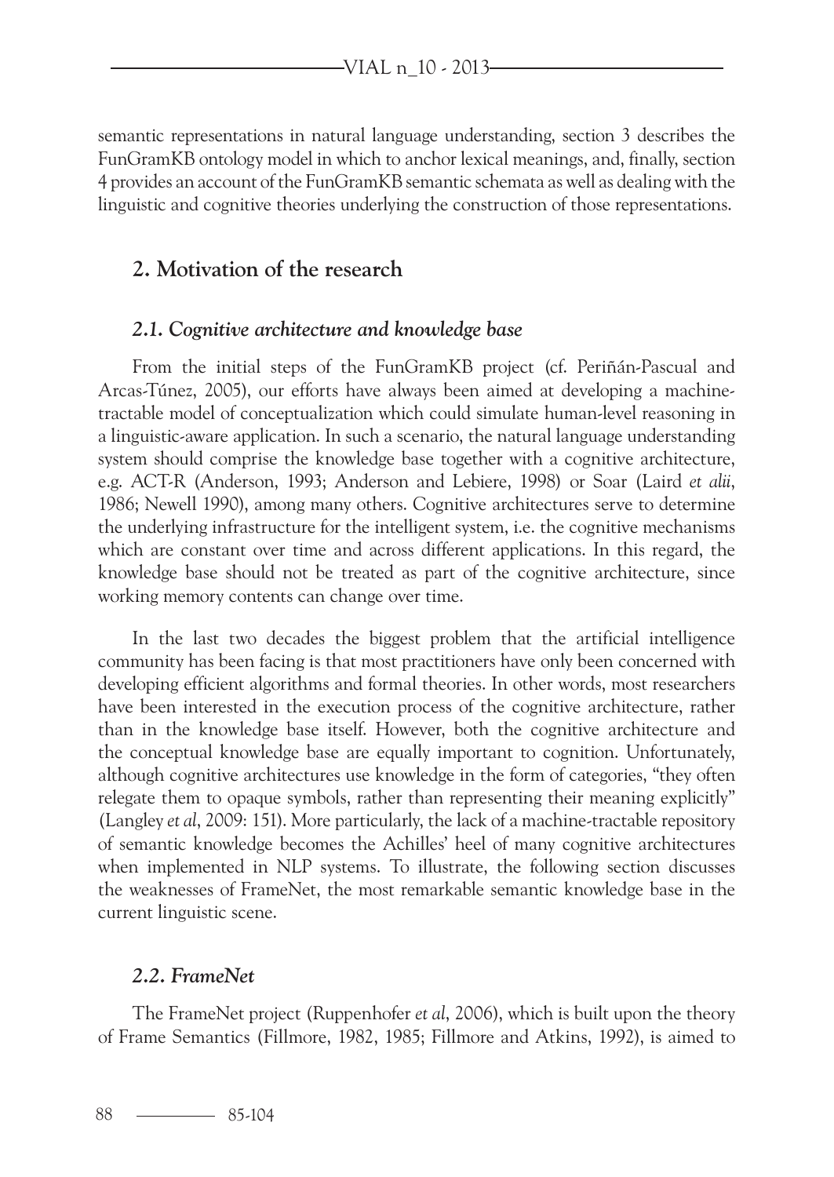semantic representations in natural language understanding, section 3 describes the FunGramKB ontology model in which to anchor lexical meanings, and, finally, section 4 provides an account of the FunGramKB semantic schemata as well as dealing with the linguistic and cognitive theories underlying the construction of those representations.

## 2. Motivation of the research

### *2.1. Cognitive architecture and knowledge base*

From the initial steps of the FunGramKB project (cf. Periñán-Pascual and Arcas-Túnez, 2005), our efforts have always been aimed at developing a machine-tractable model of conceptualization which could simulate human-level reasoning in a linguistic-aware application. In such a scenario, the natural language understanding system should comprise the knowledge base together with a cognitive architecture, e.g. ACT-R (Anderson, 1993; Anderson and Lebiere, 1998) or Soar (Laird *et alii*, 1986; Newell 1990), among many others. Cognitive architectures serve to determine the underlying infrastructure for the intelligent system, i.e. the cognitive mechanisms which are constant over time and across different applications. In this regard, the knowledge base should not be treated as part of the cognitive architecture, since working memory contents can change over time.

In the last two decades the biggest problem that the artificial intelligence community has been facing is that most practitioners have only been concerned with developing efficient algorithms and formal theories. In other words, most researchers have been interested in the execution process of the cognitive architecture, rather than in the knowledge base itself. However, both the cognitive architecture and the conceptual knowledge base are equally important to cognition. Unfortunately, although cognitive architectures use knowledge in the form of categories, "they often relegate them to opaque symbols, rather than representing their meaning explicitly" (Langley *et al*, 2009: 151). More particularly, the lack of a machine-tractable repository of semantic knowledge becomes the Achilles' heel of many cognitive architectures when implemented in NLP systems. To illustrate, the following section discusses the weaknesses of FrameNet, the most remarkable semantic knowledge base in the current linguistic scene.

### *2.2. FrameNet*

The FrameNet project (Ruppenhofer *et al*, 2006), which is built upon the theory of Frame Semantics (Fillmore, 1982, 1985; Fillmore and Atkins, 1992), is aimed to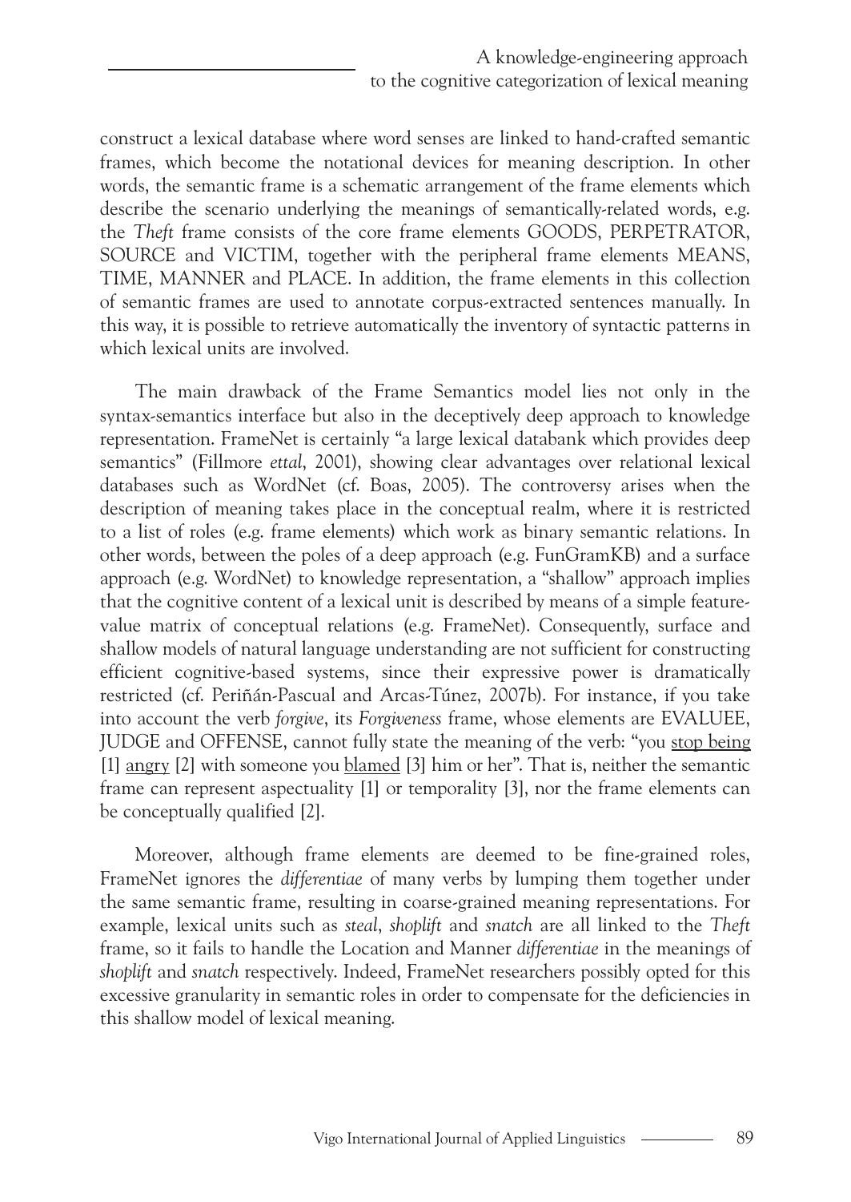construct a lexical database where word senses are linked to hand-crafted semantic frames, which become the notational devices for meaning description. In other words, the semantic frame is a schematic arrangement of the frame elements which describe the scenario underlying the meanings of semantically-related words, e.g. the *Theft* frame consists of the core frame elements GOODS, PERPETRATOR, SOURCE and VICTIM, together with the peripheral frame elements MEANS, TIME, MANNER and PLACE. In addition, the frame elements in this collection of semantic frames are used to annotate corpus-extracted sentences manually. In this way, it is possible to retrieve automatically the inventory of syntactic patterns in which lexical units are involved.

The main drawback of the Frame Semantics model lies not only in the syntax-semantics interface but also in the deceptively deep approach to knowledge representation. FrameNet is certainly "a large lexical databank which provides deep semantics" (Fillmore *ettal*, 2001), showing clear advantages over relational lexical databases such as WordNet (cf. Boas, 2005). The controversy arises when the description of meaning takes place in the conceptual realm, where it is restricted to a list of roles (e.g. frame elements) which work as binary semantic relations. In other words, between the poles of a deep approach (e.g. FunGramKB) and a surface approach (e.g. WordNet) to knowledge representation, a "shallow" approach implies that the cognitive content of a lexical unit is described by means of a simple feature-value matrix of conceptual relations (e.g. FrameNet). Consequently, surface and shallow models of natural language understanding are not sufficient for constructing efficient cognitive-based systems, since their expressive power is dramatically restricted (cf. Periñán-Pascual and Arcas-Túnez, 2007b). For instance, if you take into account the verb *forgive*, its *Forgiveness* frame, whose elements are EVALUEE, JUDGE and OFFENSE, cannot fully state the meaning of the verb: "you <u>stop being</u> [1] <u>angry</u> [2] with someone you <u>blamed</u> [3] him or her". That is, neither the semantic frame can represent aspectuality [1] or temporality [3], nor the frame elements can be conceptually qualified [2].

Moreover, although frame elements are deemed to be fine-grained roles, FrameNet ignores the *differentiae* of many verbs by lumping them together under the same semantic frame, resulting in coarse-grained meaning representations. For example, lexical units such as *steal*, *shoplift* and *snatch* are all linked to the *Theft* frame, so it fails to handle the Location and Manner *differentiae* in the meanings of *shoplift* and *snatch* respectively. Indeed, FrameNet researchers possibly opted for this excessive granularity in semantic roles in order to compensate for the deficiencies in this shallow model of lexical meaning.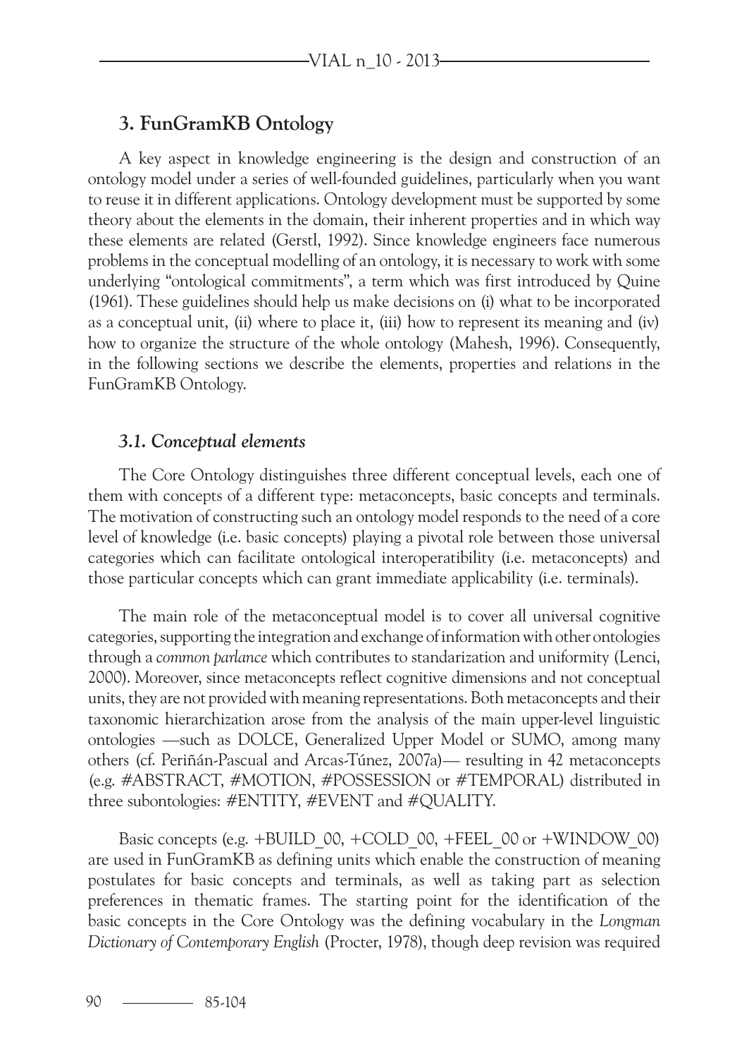## 3. FunGramKB Ontology

A key aspect in knowledge engineering is the design and construction of an ontology model under a series of well-founded guidelines, particularly when you want to reuse it in different applications. Ontology development must be supported by some theory about the elements in the domain, their inherent properties and in which way these elements are related (Gerstl, 1992). Since knowledge engineers face numerous problems in the conceptual modelling of an ontology, it is necessary to work with some underlying "ontological commitments", a term which was first introduced by Quine (1961). These guidelines should help us make decisions on (i) what to be incorporated as a conceptual unit, (ii) where to place it, (iii) how to represent its meaning and (iv) how to organize the structure of the whole ontology (Mahesh, 1996). Consequently, in the following sections we describe the elements, properties and relations in the FunGramKB Ontology.

### *3.1. Conceptual elements*

The Core Ontology distinguishes three different conceptual levels, each one of them with concepts of a different type: metaconcepts, basic concepts and terminals. The motivation of constructing such an ontology model responds to the need of a core level of knowledge (i.e. basic concepts) playing a pivotal role between those universal categories which can facilitate ontological interoperatibility (i.e. metaconcepts) and those particular concepts which can grant immediate applicability (i.e. terminals).

The main role of the metaconceptual model is to cover all universal cognitive categories, supporting the integration and exchange of information with other ontologies through a *common parlance* which contributes to standarization and uniformity (Lenci, 2000). Moreover, since metaconcepts reflect cognitive dimensions and not conceptual units, they are not provided with meaning representations. Both metaconcepts and their taxonomic hierarchization arose from the analysis of the main upper-level linguistic ontologies —such as DOLCE, Generalized Upper Model or SUMO, among many others (cf. Periñán-Pascual and Arcas-Túnez, 2007a)— resulting in 42 metaconcepts (e.g. #ABSTRACT, #MOTION, #POSSESSION or #TEMPORAL) distributed in three subontologies: #ENTITY, #EVENT and #QUALITY.

Basic concepts (e.g. +BUILD_00, +COLD_00, +FEEL_00 or +WINDOW_00) are used in FunGramKB as defining units which enable the construction of meaning postulates for basic concepts and terminals, as well as taking part as selection preferences in thematic frames. The starting point for the identification of the basic concepts in the Core Ontology was the defining vocabulary in the *Longman Dictionary of Contemporary English* (Procter, 1978), though deep revision was required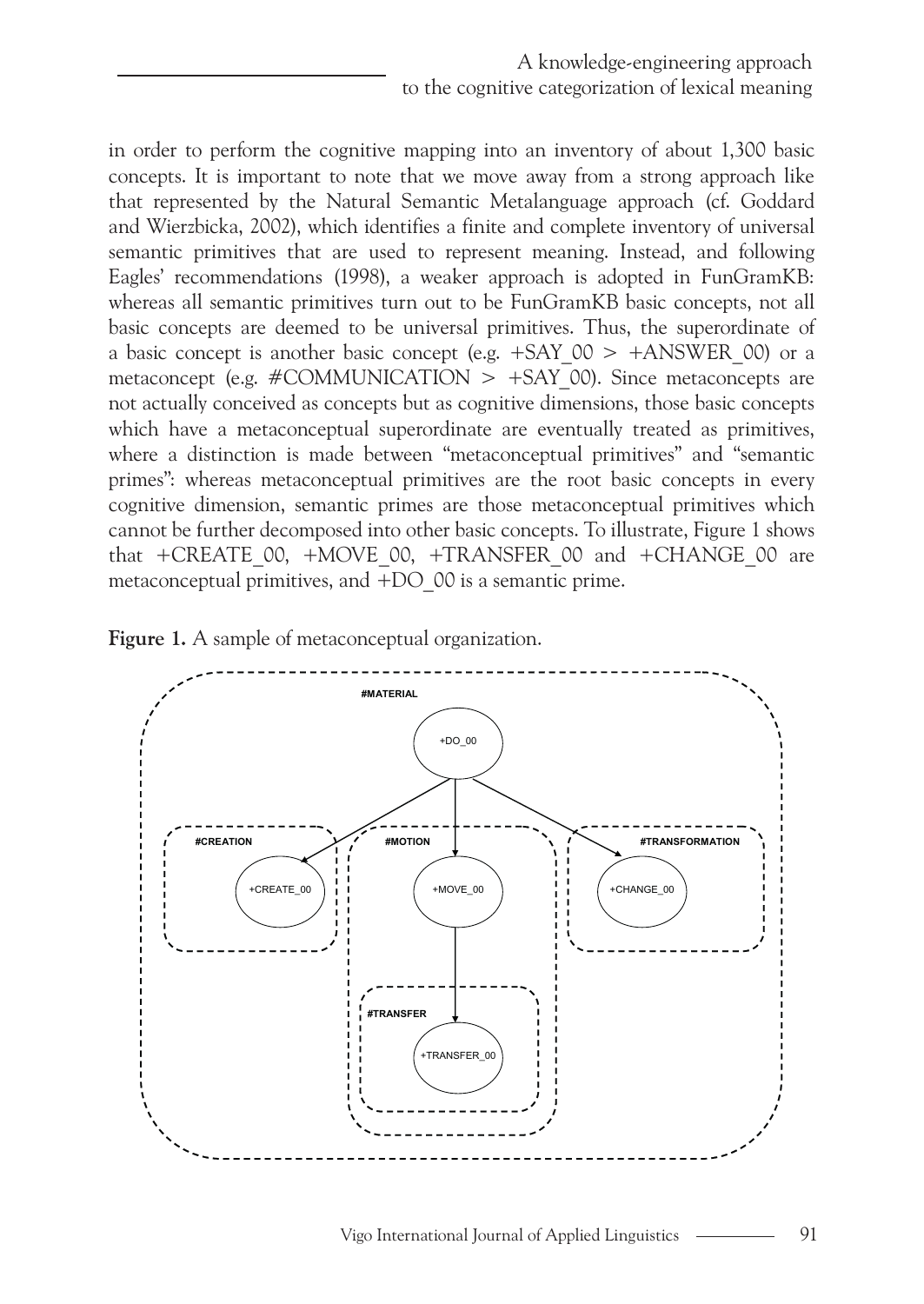in order to perform the cognitive mapping into an inventory of about 1,300 basic concepts. It is important to note that we move away from a strong approach like that represented by the Natural Semantic Metalanguage approach (cf. Goddard and Wierzbicka, 2002), which identifies a finite and complete inventory of universal semantic primitives that are used to represent meaning. Instead, and following Eagles' recommendations (1998), a weaker approach is adopted in FunGramKB: whereas all semantic primitives turn out to be FunGramKB basic concepts, not all basic concepts are deemed to be universal primitives. Thus, the superordinate of a basic concept is another basic concept (e.g. +SAY_00 > +ANSWER_00) or a metaconcept (e.g. #COMMUNICATION > +SAY_00). Since metaconcepts are not actually conceived as concepts but as cognitive dimensions, those basic concepts which have a metaconceptual superordinate are eventually treated as primitives, where a distinction is made between "metaconceptual primitives" and "semantic primes": whereas metaconceptual primitives are the root basic concepts in every cognitive dimension, semantic primes are those metaconceptual primitives which cannot be further decomposed into other basic concepts. To illustrate, Figure 1 shows that +CREATE_00, +MOVE_00, +TRANSFER_00 and +CHANGE_00 are metaconceptual primitives, and +DO_00 is a semantic prime.

**Figure 1.** A sample of metaconceptual organization.

#MATERIAL

+DO_00

#CREATION

+CREATE_00

#MOTION

+MOVE_00

#TRANSFER

+TRANSFER_00

#TRANSFORMATION

+CHANGE_00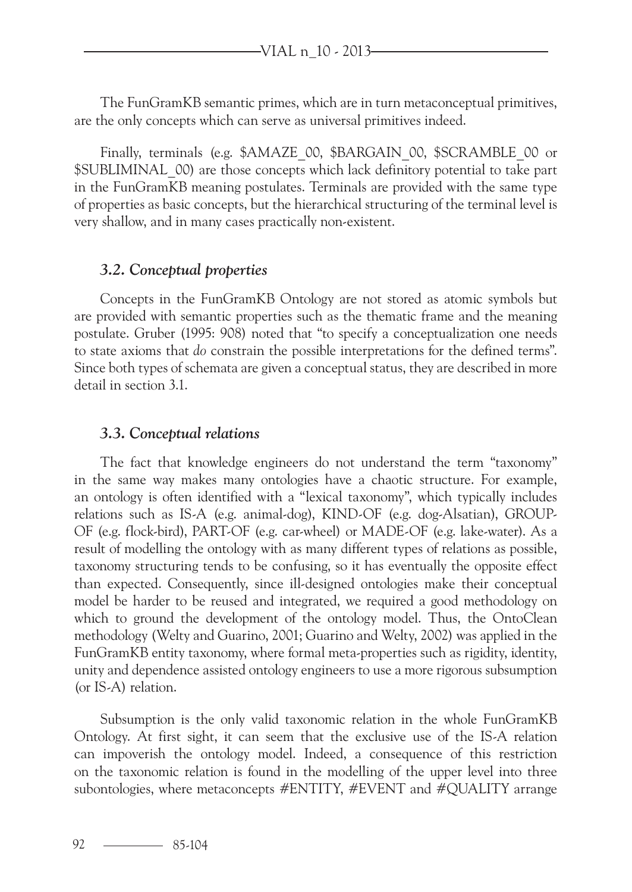The FunGramKB semantic primes, which are in turn metaconceptual primitives, are the only concepts which can serve as universal primitives indeed.

Finally, terminals (e.g. $AMAZE_00, $BARGAIN_00, $SCRAMBLE_00 or $SUBLIMINAL_00) are those concepts which lack definitory potential to take part in the FunGramKB meaning postulates. Terminals are provided with the same type of properties as basic concepts, but the hierarchical structuring of the terminal level is very shallow, and in many cases practically non-existent.

### *3.2. Conceptual properties*

Concepts in the FunGramKB Ontology are not stored as atomic symbols but are provided with semantic properties such as the thematic frame and the meaning postulate. Gruber (1995: 908) noted that "to specify a conceptualization one needs to state axioms that *do* constrain the possible interpretations for the defined terms". Since both types of schemata are given a conceptual status, they are described in more detail in section 3.1.

### *3.3. Conceptual relations*

The fact that knowledge engineers do not understand the term "taxonomy" in the same way makes many ontologies have a chaotic structure. For example, an ontology is often identified with a "lexical taxonomy", which typically includes relations such as IS-A (e.g. animal-dog), KIND-OF (e.g. dog-Alsatian), GROUP-OF (e.g. flock-bird), PART-OF (e.g. car-wheel) or MADE-OF (e.g. lake-water). As a result of modelling the ontology with as many different types of relations as possible, taxonomy structuring tends to be confusing, so it has eventually the opposite effect than expected. Consequently, since ill-designed ontologies make their conceptual model be harder to be reused and integrated, we required a good methodology on which to ground the development of the ontology model. Thus, the OntoClean methodology (Welty and Guarino, 2001; Guarino and Welty, 2002) was applied in the FunGramKB entity taxonomy, where formal meta-properties such as rigidity, identity, unity and dependence assisted ontology engineers to use a more rigorous subsumption (or IS-A) relation.

Subsumption is the only valid taxonomic relation in the whole FunGramKB Ontology. At first sight, it can seem that the exclusive use of the IS-A relation can impoverish the ontology model. Indeed, a consequence of this restriction on the taxonomic relation is found in the modelling of the upper level into three subontologies, where metaconcepts #ENTITY, #EVENT and #QUALITY arrange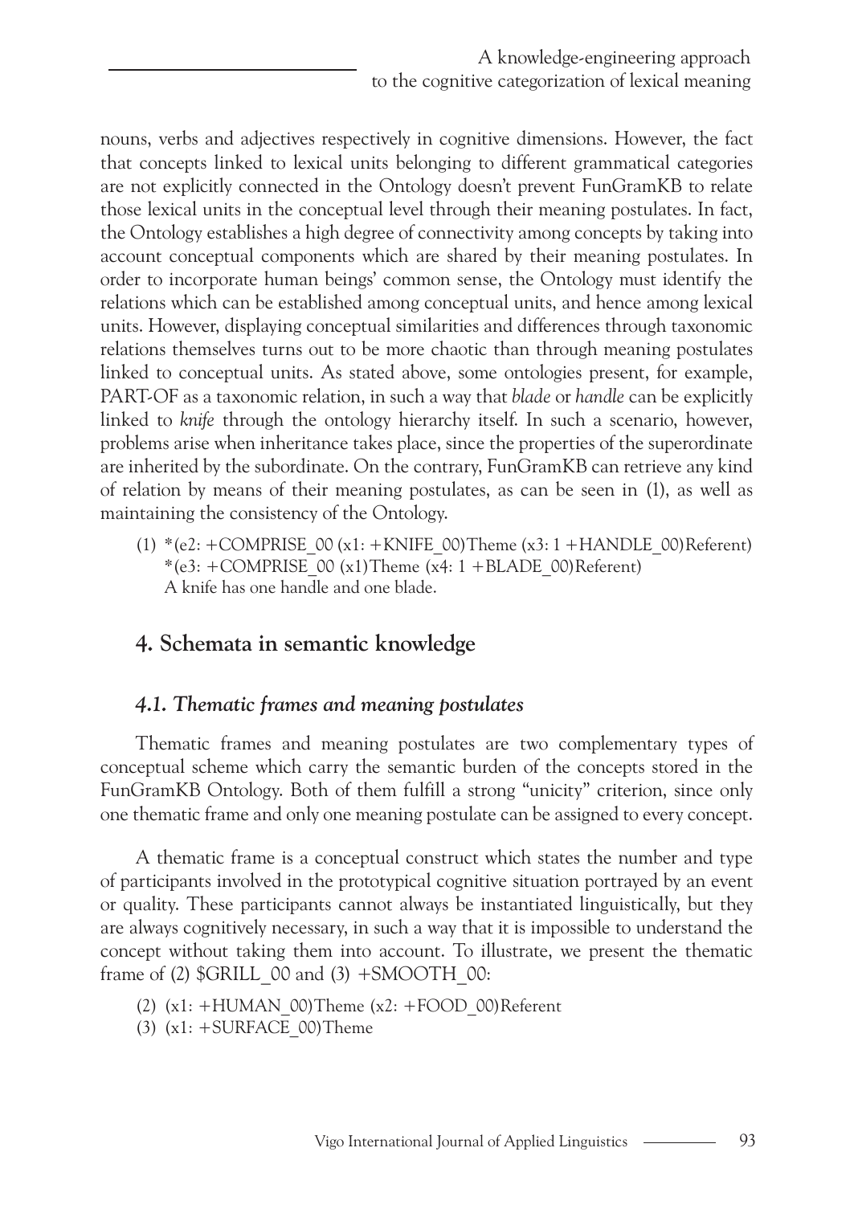nouns, verbs and adjectives respectively in cognitive dimensions. However, the fact that concepts linked to lexical units belonging to different grammatical categories are not explicitly connected in the Ontology doesn't prevent FunGramKB to relate those lexical units in the conceptual level through their meaning postulates. In fact, the Ontology establishes a high degree of connectivity among concepts by taking into account conceptual components which are shared by their meaning postulates. In order to incorporate human beings' common sense, the Ontology must identify the relations which can be established among conceptual units, and hence among lexical units. However, displaying conceptual similarities and differences through taxonomic relations themselves turns out to be more chaotic than through meaning postulates linked to conceptual units. As stated above, some ontologies present, for example, PART-OF as a taxonomic relation, in such a way that *blade* or *handle* can be explicitly linked to *knife* through the ontology hierarchy itself. In such a scenario, however, problems arise when inheritance takes place, since the properties of the superordinate are inherited by the subordinate. On the contrary, FunGramKB can retrieve any kind of relation by means of their meaning postulates, as can be seen in (1), as well as maintaining the consistency of the Ontology.

(1) *(e2: +COMPRISE_00 (x1: +KNIFE_00)Theme (x3: 1 +HANDLE_00)Referent)
*(e3: +COMPRISE_00 (x1)Theme (x4: 1 +BLADE_00)Referent)
A knife has one handle and one blade.

## 4. Schemata in semantic knowledge

### *4.1. Thematic frames and meaning postulates*

Thematic frames and meaning postulates are two complementary types of conceptual scheme which carry the semantic burden of the concepts stored in the FunGramKB Ontology. Both of them fulfill a strong "unicity" criterion, since only one thematic frame and only one meaning postulate can be assigned to every concept.

A thematic frame is a conceptual construct which states the number and type of participants involved in the prototypical cognitive situation portrayed by an event or quality. These participants cannot always be instantiated linguistically, but they are always cognitively necessary, in such a way that it is impossible to understand the concept without taking them into account. To illustrate, we present the thematic frame of (2) $GRILL_00 and (3) +SMOOTH_00:

(2) (x1: +HUMAN_00)Theme (x2: +FOOD_00)Referent
(3) (x1: +SURFACE_00)Theme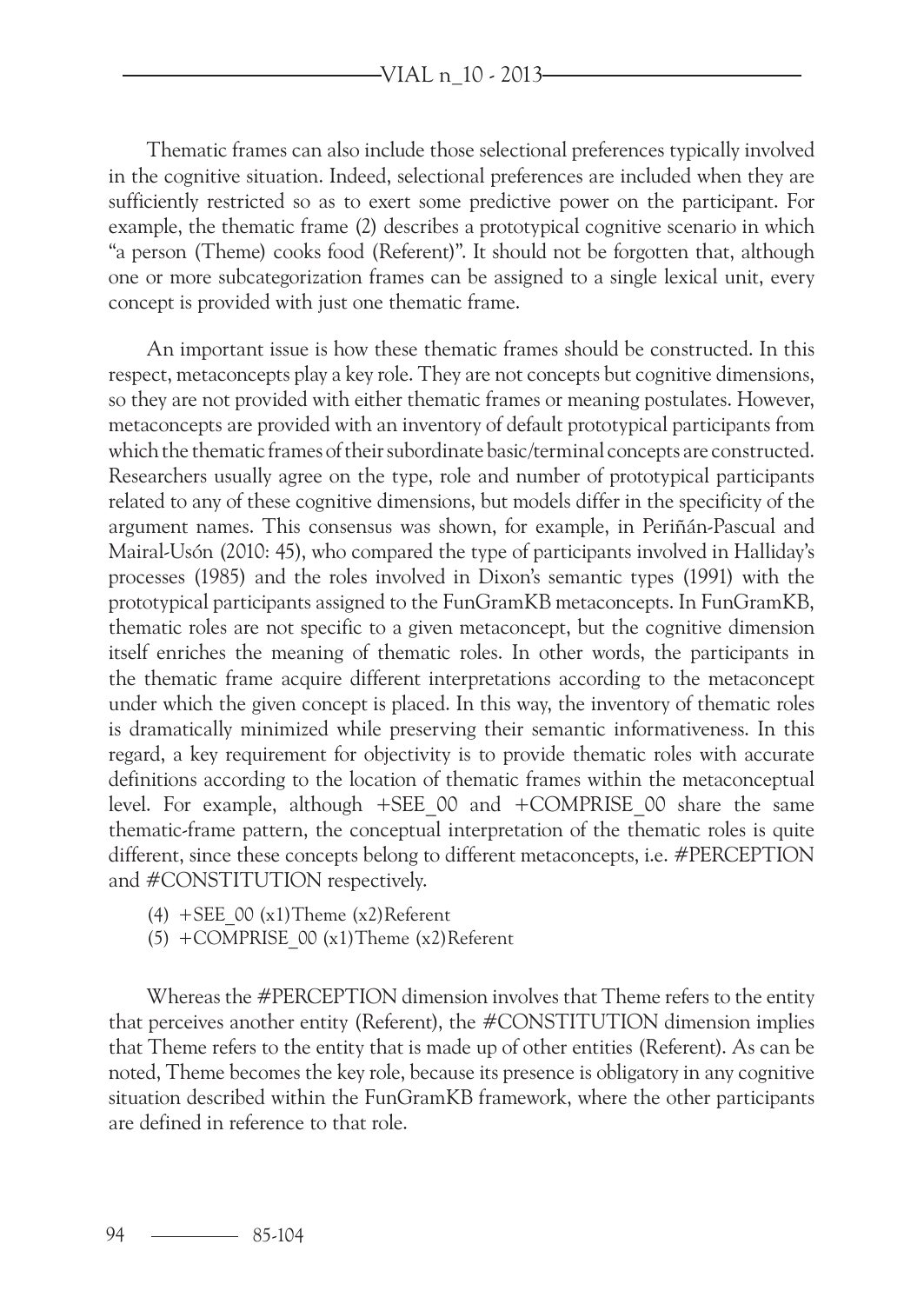Thematic frames can also include those selectional preferences typically involved in the cognitive situation. Indeed, selectional preferences are included when they are sufficiently restricted so as to exert some predictive power on the participant. For example, the thematic frame (2) describes a prototypical cognitive scenario in which "a person (Theme) cooks food (Referent)". It should not be forgotten that, although one or more subcategorization frames can be assigned to a single lexical unit, every concept is provided with just one thematic frame.

An important issue is how these thematic frames should be constructed. In this respect, metaconcepts play a key role. They are not concepts but cognitive dimensions, so they are not provided with either thematic frames or meaning postulates. However, metaconcepts are provided with an inventory of default prototypical participants from which the thematic frames of their subordinate basic/terminal concepts are constructed. Researchers usually agree on the type, role and number of prototypical participants related to any of these cognitive dimensions, but models differ in the specificity of the argument names. This consensus was shown, for example, in Periñán-Pascual and Mairal-Usón (2010: 45), who compared the type of participants involved in Halliday's processes (1985) and the roles involved in Dixon's semantic types (1991) with the prototypical participants assigned to the FunGramKB metaconcepts. In FunGramKB, thematic roles are not specific to a given metaconcept, but the cognitive dimension itself enriches the meaning of thematic roles. In other words, the participants in the thematic frame acquire different interpretations according to the metaconcept under which the given concept is placed. In this way, the inventory of thematic roles is dramatically minimized while preserving their semantic informativeness. In this regard, a key requirement for objectivity is to provide thematic roles with accurate definitions according to the location of thematic frames within the metaconceptual level. For example, although +SEE_00 and +COMPRISE_00 share the same thematic-frame pattern, the conceptual interpretation of the thematic roles is quite different, since these concepts belong to different metaconcepts, i.e. #PERCEPTION and #CONSTITUTION respectively.

(4) +SEE_00 (x1)Theme (x2)Referent

(5) +COMPRISE_00 (x1)Theme (x2)Referent

Whereas the #PERCEPTION dimension involves that Theme refers to the entity that perceives another entity (Referent), the #CONSTITUTION dimension implies that Theme refers to the entity that is made up of other entities (Referent). As can be noted, Theme becomes the key role, because its presence is obligatory in any cognitive situation described within the FunGramKB framework, where the other participants are defined in reference to that role.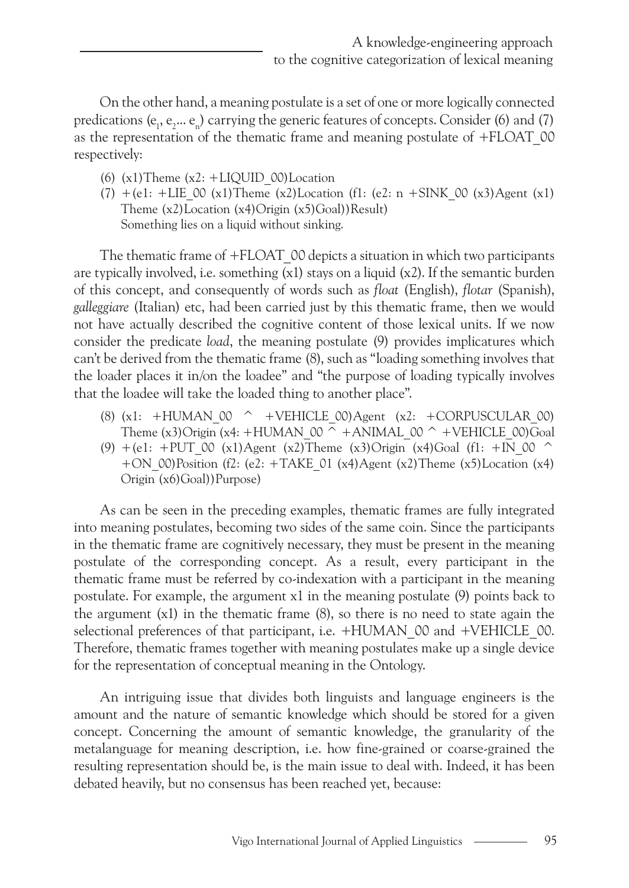On the other hand, a meaning postulate is a set of one or more logically connected predications ($e_1$, $e_2$... $e_n$) carrying the generic features of concepts. Consider (6) and (7) as the representation of the thematic frame and meaning postulate of +FLOAT_00 respectively:

(6) (x1)Theme (x2: +LIQUID_00)Location

(7) +(e1: +LIE_00 (x1)Theme (x2)Location (f1: (e2: n +SINK_00 (x3)Agent (x1) Theme (x2)Location (x4)Origin (x5)Goal))Result)
Something lies on a liquid without sinking.

The thematic frame of +FLOAT_00 depicts a situation in which two participants are typically involved, i.e. something (x1) stays on a liquid (x2). If the semantic burden of this concept, and consequently of words such as *float* (English), *flotar* (Spanish), *galleggiare* (Italian) etc, had been carried just by this thematic frame, then we would not have actually described the cognitive content of those lexical units. If we now consider the predicate *load*, the meaning postulate (9) provides implicatures which can't be derived from the thematic frame (8), such as "loading something involves that the loader places it in/on the loadee" and "the purpose of loading typically involves that the loadee will take the loaded thing to another place".

(8) (x1: +HUMAN_00 ^ +VEHICLE_00)Agent (x2: +CORPUSCULAR_00) Theme (x3)Origin (x4: +HUMAN_00 ^ +ANIMAL_00 ^ +VEHICLE_00)Goal

(9) +(e1: +PUT_00 (x1)Agent (x2)Theme (x3)Origin (x4)Goal (f1: +IN_00 ^ +ON_00)Position (f2: (e2: +TAKE_01 (x4)Agent (x2)Theme (x5)Location (x4) Origin (x6)Goal))Purpose)

As can be seen in the preceding examples, thematic frames are fully integrated into meaning postulates, becoming two sides of the same coin. Since the participants in the thematic frame are cognitively necessary, they must be present in the meaning postulate of the corresponding concept. As a result, every participant in the thematic frame must be referred by co-indexation with a participant in the meaning postulate. For example, the argument x1 in the meaning postulate (9) points back to the argument (x1) in the thematic frame (8), so there is no need to state again the selectional preferences of that participant, i.e. +HUMAN_00 and +VEHICLE_00. Therefore, thematic frames together with meaning postulates make up a single device for the representation of conceptual meaning in the Ontology.

An intriguing issue that divides both linguists and language engineers is the amount and the nature of semantic knowledge which should be stored for a given concept. Concerning the amount of semantic knowledge, the granularity of the metalanguage for meaning description, i.e. how fine-grained or coarse-grained the resulting representation should be, is the main issue to deal with. Indeed, it has been debated heavily, but no consensus has been reached yet, because: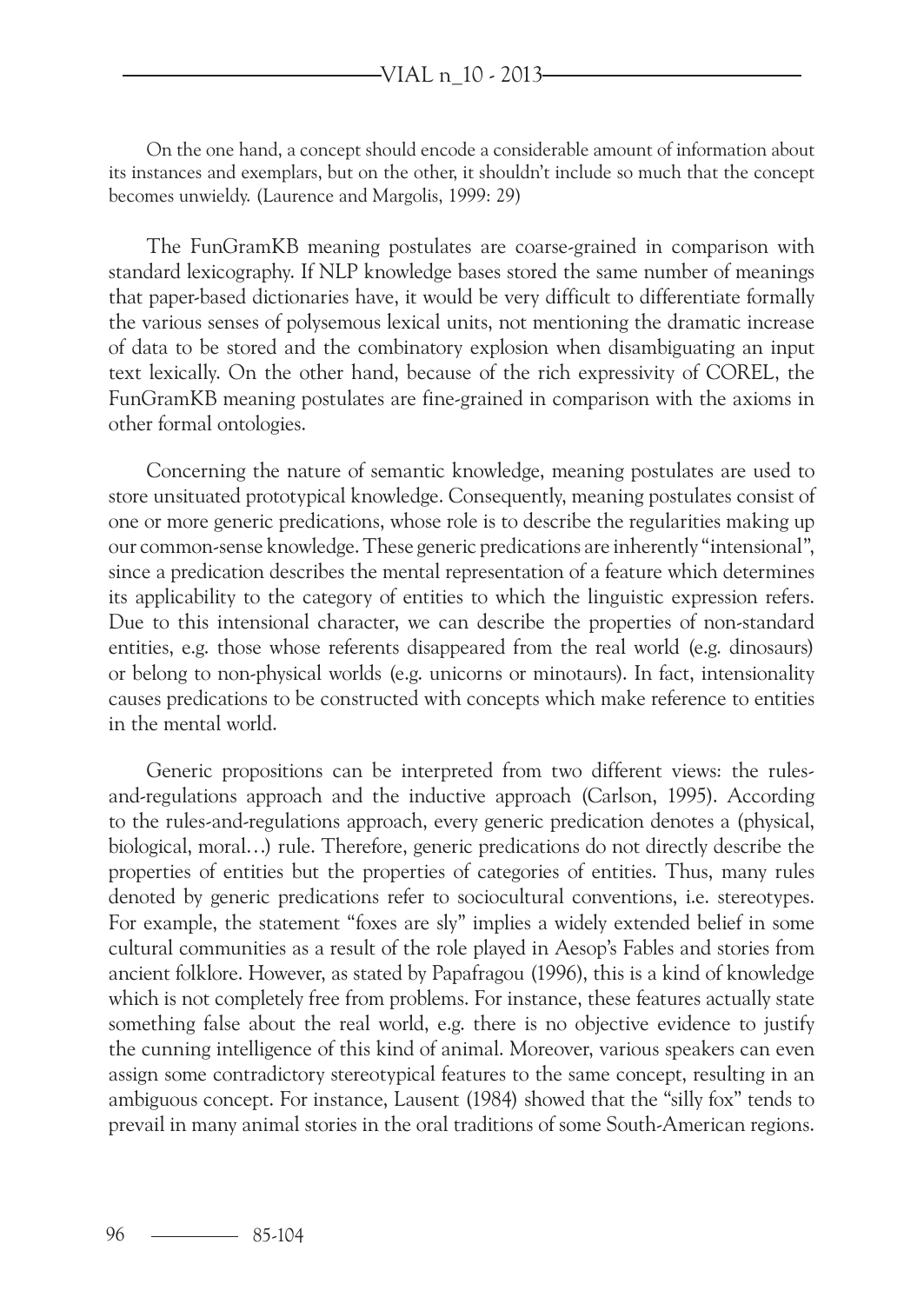On the one hand, a concept should encode a considerable amount of information about its instances and exemplars, but on the other, it shouldn't include so much that the concept becomes unwieldy. (Laurence and Margolis, 1999: 29)

The FunGramKB meaning postulates are coarse-grained in comparison with standard lexicography. If NLP knowledge bases stored the same number of meanings that paper-based dictionaries have, it would be very difficult to differentiate formally the various senses of polysemous lexical units, not mentioning the dramatic increase of data to be stored and the combinatory explosion when disambiguating an input text lexically. On the other hand, because of the rich expressivity of COREL, the FunGramKB meaning postulates are fine-grained in comparison with the axioms in other formal ontologies.

Concerning the nature of semantic knowledge, meaning postulates are used to store unsituated prototypical knowledge. Consequently, meaning postulates consist of one or more generic predications, whose role is to describe the regularities making up our common-sense knowledge. These generic predications are inherently "intensional", since a predication describes the mental representation of a feature which determines its applicability to the category of entities to which the linguistic expression refers. Due to this intensional character, we can describe the properties of non-standard entities, e.g. those whose referents disappeared from the real world (e.g. dinosaurs) or belong to non-physical worlds (e.g. unicorns or minotaurs). In fact, intensionality causes predications to be constructed with concepts which make reference to entities in the mental world.

Generic propositions can be interpreted from two different views: the rules-and-regulations approach and the inductive approach (Carlson, 1995). According to the rules-and-regulations approach, every generic predication denotes a (physical, biological, moral…) rule. Therefore, generic predications do not directly describe the properties of entities but the properties of categories of entities. Thus, many rules denoted by generic predications refer to sociocultural conventions, i.e. stereotypes. For example, the statement "foxes are sly" implies a widely extended belief in some cultural communities as a result of the role played in Aesop's Fables and stories from ancient folklore. However, as stated by Papafragou (1996), this is a kind of knowledge which is not completely free from problems. For instance, these features actually state something false about the real world, e.g. there is no objective evidence to justify the cunning intelligence of this kind of animal. Moreover, various speakers can even assign some contradictory stereotypical features to the same concept, resulting in an ambiguous concept. For instance, Lausent (1984) showed that the "silly fox" tends to prevail in many animal stories in the oral traditions of some South-American regions.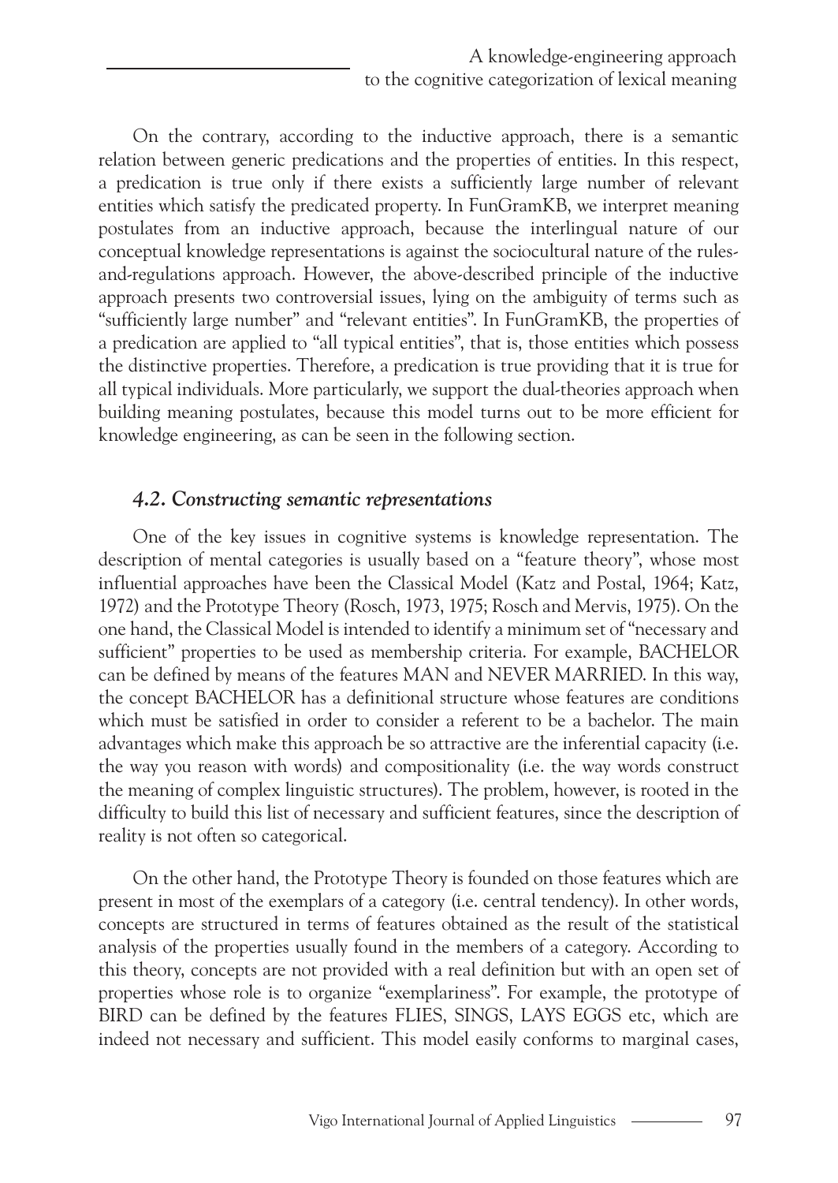On the contrary, according to the inductive approach, there is a semantic relation between generic predications and the properties of entities. In this respect, a predication is true only if there exists a sufficiently large number of relevant entities which satisfy the predicated property. In FunGramKB, we interpret meaning postulates from an inductive approach, because the interlingual nature of our conceptual knowledge representations is against the sociocultural nature of the rules-and-regulations approach. However, the above-described principle of the inductive approach presents two controversial issues, lying on the ambiguity of terms such as "sufficiently large number" and "relevant entities". In FunGramKB, the properties of a predication are applied to "all typical entities", that is, those entities which possess the distinctive properties. Therefore, a predication is true providing that it is true for all typical individuals. More particularly, we support the dual-theories approach when building meaning postulates, because this model turns out to be more efficient for knowledge engineering, as can be seen in the following section.

### *4.2. Constructing semantic representations*

One of the key issues in cognitive systems is knowledge representation. The description of mental categories is usually based on a "feature theory", whose most influential approaches have been the Classical Model (Katz and Postal, 1964; Katz, 1972) and the Prototype Theory (Rosch, 1973, 1975; Rosch and Mervis, 1975). On the one hand, the Classical Model is intended to identify a minimum set of "necessary and sufficient" properties to be used as membership criteria. For example, BACHELOR can be defined by means of the features MAN and NEVER MARRIED. In this way, the concept BACHELOR has a definitional structure whose features are conditions which must be satisfied in order to consider a referent to be a bachelor. The main advantages which make this approach be so attractive are the inferential capacity (i.e. the way you reason with words) and compositionality (i.e. the way words construct the meaning of complex linguistic structures). The problem, however, is rooted in the difficulty to build this list of necessary and sufficient features, since the description of reality is not often so categorical.

On the other hand, the Prototype Theory is founded on those features which are present in most of the exemplars of a category (i.e. central tendency). In other words, concepts are structured in terms of features obtained as the result of the statistical analysis of the properties usually found in the members of a category. According to this theory, concepts are not provided with a real definition but with an open set of properties whose role is to organize "exemplariness". For example, the prototype of BIRD can be defined by the features FLIES, SINGS, LAYS EGGS etc, which are indeed not necessary and sufficient. This model easily conforms to marginal cases,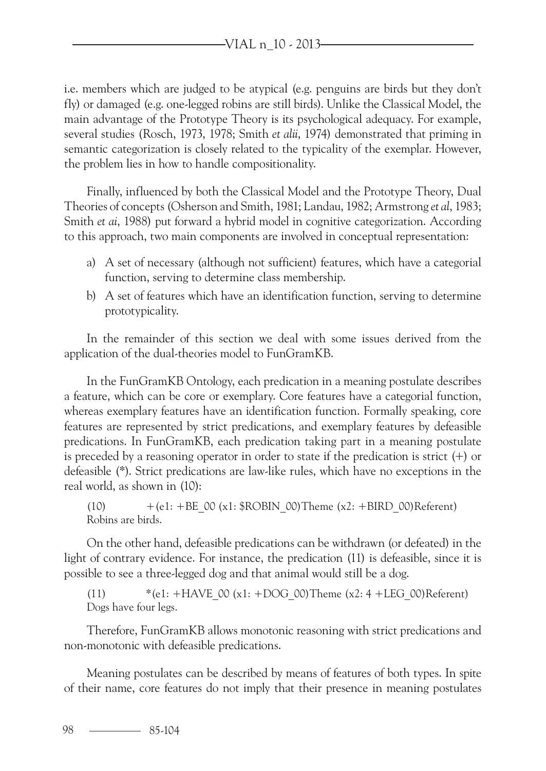i.e. members which are judged to be atypical (e.g. penguins are birds but they don't fly) or damaged (e.g. one-legged robins are still birds). Unlike the Classical Model, the main advantage of the Prototype Theory is its psychological adequacy. For example, several studies (Rosch, 1973, 1978; Smith *et alii*, 1974) demonstrated that priming in semantic categorization is closely related to the typicality of the exemplar. However, the problem lies in how to handle compositionality.

Finally, influenced by both the Classical Model and the Prototype Theory, Dual Theories of concepts (Osherson and Smith, 1981; Landau, 1982; Armstrong *et al*, 1983; Smith *et ai*, 1988) put forward a hybrid model in cognitive categorization. According to this approach, two main components are involved in conceptual representation:

a) A set of necessary (although not sufficient) features, which have a categorial function, serving to determine class membership.
b) A set of features which have an identification function, serving to determine prototypicality.

In the remainder of this section we deal with some issues derived from the application of the dual-theories model to FunGramKB.

In the FunGramKB Ontology, each predication in a meaning postulate describes a feature, which can be core or exemplary. Core features have a categorial function, whereas exemplary features have an identification function. Formally speaking, core features are represented by strict predications, and exemplary features by defeasible predications. In FunGramKB, each predication taking part in a meaning postulate is preceded by a reasoning operator in order to state if the predication is strict (+) or defeasible (*). Strict predications are law-like rules, which have no exceptions in the real world, as shown in (10):

(10) +(e1: +BE_00 (x1: $ROBIN_00)Theme (x2: +BIRD_00)Referent)
Robins are birds.

On the other hand, defeasible predications can be withdrawn (or defeated) in the light of contrary evidence. For instance, the predication (11) is defeasible, since it is possible to see a three-legged dog and that animal would still be a dog.

(11) *(e1: +HAVE_00 (x1: +DOG_00)Theme (x2: 4 +LEG_00)Referent)
Dogs have four legs.

Therefore, FunGramKB allows monotonic reasoning with strict predications and non-monotonic with defeasible predications.

Meaning postulates can be described by means of features of both types. In spite of their name, core features do not imply that their presence in meaning postulates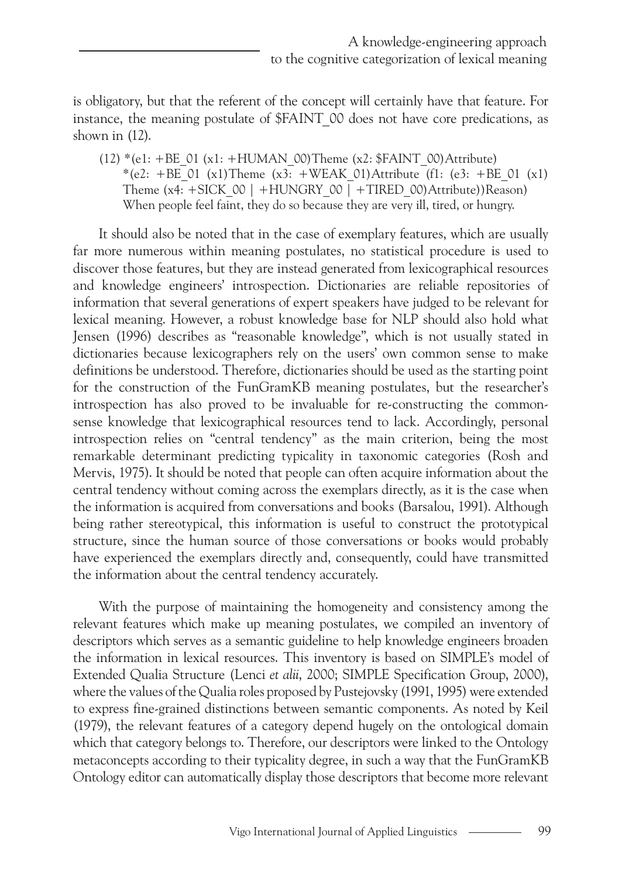is obligatory, but that the referent of the concept will certainly have that feature. For instance, the meaning postulate of $FAINT_00 does not have core predications, as shown in (12).

(12) *(e1: +BE_01 (x1: +HUMAN_00)Theme (x2: $FAINT_00)Attribute)
*(e2: +BE_01 (x1)Theme (x3: +WEAK_01)Attribute (f1: (e3: +BE_01 (x1) Theme (x4: +SICK_00 | +HUNGRY_00 | +TIRED_00)Attribute))Reason)
When people feel faint, they do so because they are very ill, tired, or hungry.

It should also be noted that in the case of exemplary features, which are usually far more numerous within meaning postulates, no statistical procedure is used to discover those features, but they are instead generated from lexicographical resources and knowledge engineers' introspection. Dictionaries are reliable repositories of information that several generations of expert speakers have judged to be relevant for lexical meaning. However, a robust knowledge base for NLP should also hold what Jensen (1996) describes as "reasonable knowledge", which is not usually stated in dictionaries because lexicographers rely on the users' own common sense to make definitions be understood. Therefore, dictionaries should be used as the starting point for the construction of the FunGramKB meaning postulates, but the researcher's introspection has also proved to be invaluable for re-constructing the common-sense knowledge that lexicographical resources tend to lack. Accordingly, personal introspection relies on "central tendency" as the main criterion, being the most remarkable determinant predicting typicality in taxonomic categories (Rosh and Mervis, 1975). It should be noted that people can often acquire information about the central tendency without coming across the exemplars directly, as it is the case when the information is acquired from conversations and books (Barsalou, 1991). Although being rather stereotypical, this information is useful to construct the prototypical structure, since the human source of those conversations or books would probably have experienced the exemplars directly and, consequently, could have transmitted the information about the central tendency accurately.

With the purpose of maintaining the homogeneity and consistency among the relevant features which make up meaning postulates, we compiled an inventory of descriptors which serves as a semantic guideline to help knowledge engineers broaden the information in lexical resources. This inventory is based on SIMPLE's model of Extended Qualia Structure (Lenci *et alii*, 2000; SIMPLE Specification Group, 2000), where the values of the Qualia roles proposed by Pustejovsky (1991, 1995) were extended to express fine-grained distinctions between semantic components. As noted by Keil (1979), the relevant features of a category depend hugely on the ontological domain which that category belongs to. Therefore, our descriptors were linked to the Ontology metaconcepts according to their typicality degree, in such a way that the FunGramKB Ontology editor can automatically display those descriptors that become more relevant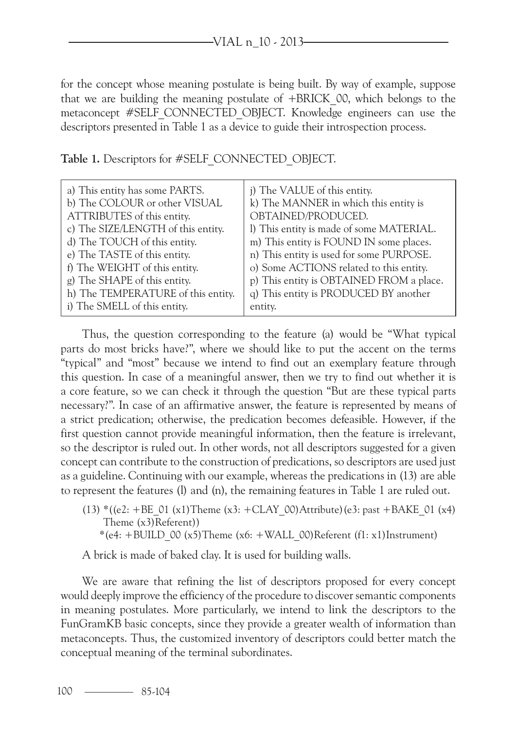for the concept whose meaning postulate is being built. By way of example, suppose that we are building the meaning postulate of +BRICK_00, which belongs to the metaconcept #SELF_CONNECTED_OBJECT. Knowledge engineers can use the descriptors presented in Table 1 as a device to guide their introspection process.

**Table 1.** Descriptors for #SELF_CONNECTED_OBJECT.

| | |
|---|---|
| a) This entity has some PARTS.<br>b) The COLOUR or other VISUAL ATTRIBUTES of this entity.<br>c) The SIZE/LENGTH of this entity.<br>d) The TOUCH of this entity.<br>e) The TASTE of this entity.<br>f) The WEIGHT of this entity.<br>g) The SHAPE of this entity.<br>h) The TEMPERATURE of this entity.<br>i) The SMELL of this entity. | j) The VALUE of this entity.<br>k) The MANNER in which this entity is OBTAINED/PRODUCED.<br>l) This entity is made of some MATERIAL.<br>m) This entity is FOUND IN some places.<br>n) This entity is used for some PURPOSE.<br>o) Some ACTIONS related to this entity.<br>p) This entity is OBTAINED FROM a place.<br>q) This entity is PRODUCED BY another entity. |

Thus, the question corresponding to the feature (a) would be "What typical parts do most bricks have?", where we should like to put the accent on the terms "typical" and "most" because we intend to find out an exemplary feature through this question. In case of a meaningful answer, then we try to find out whether it is a core feature, so we can check it through the question "But are these typical parts necessary?". In case of an affirmative answer, the feature is represented by means of a strict predication; otherwise, the predication becomes defeasible. However, if the first question cannot provide meaningful information, then the feature is irrelevant, so the descriptor is ruled out. In other words, not all descriptors suggested for a given concept can contribute to the construction of predications, so descriptors are used just as a guideline. Continuing with our example, whereas the predications in (13) are able to represent the features (l) and (n), the remaining features in Table 1 are ruled out.

(13) *((e2: +BE_01 (x1)Theme (x3: +CLAY_00)Attribute)(e3: past +BAKE_01 (x4) Theme (x3)Referent))
*(e4: +BUILD_00 (x5)Theme (x6: +WALL_00)Referent (f1: x1)Instrument)

A brick is made of baked clay. It is used for building walls.

We are aware that refining the list of descriptors proposed for every concept would deeply improve the efficiency of the procedure to discover semantic components in meaning postulates. More particularly, we intend to link the descriptors to the FunGramKB basic concepts, since they provide a greater wealth of information than metaconcepts. Thus, the customized inventory of descriptors could better match the conceptual meaning of the terminal subordinates.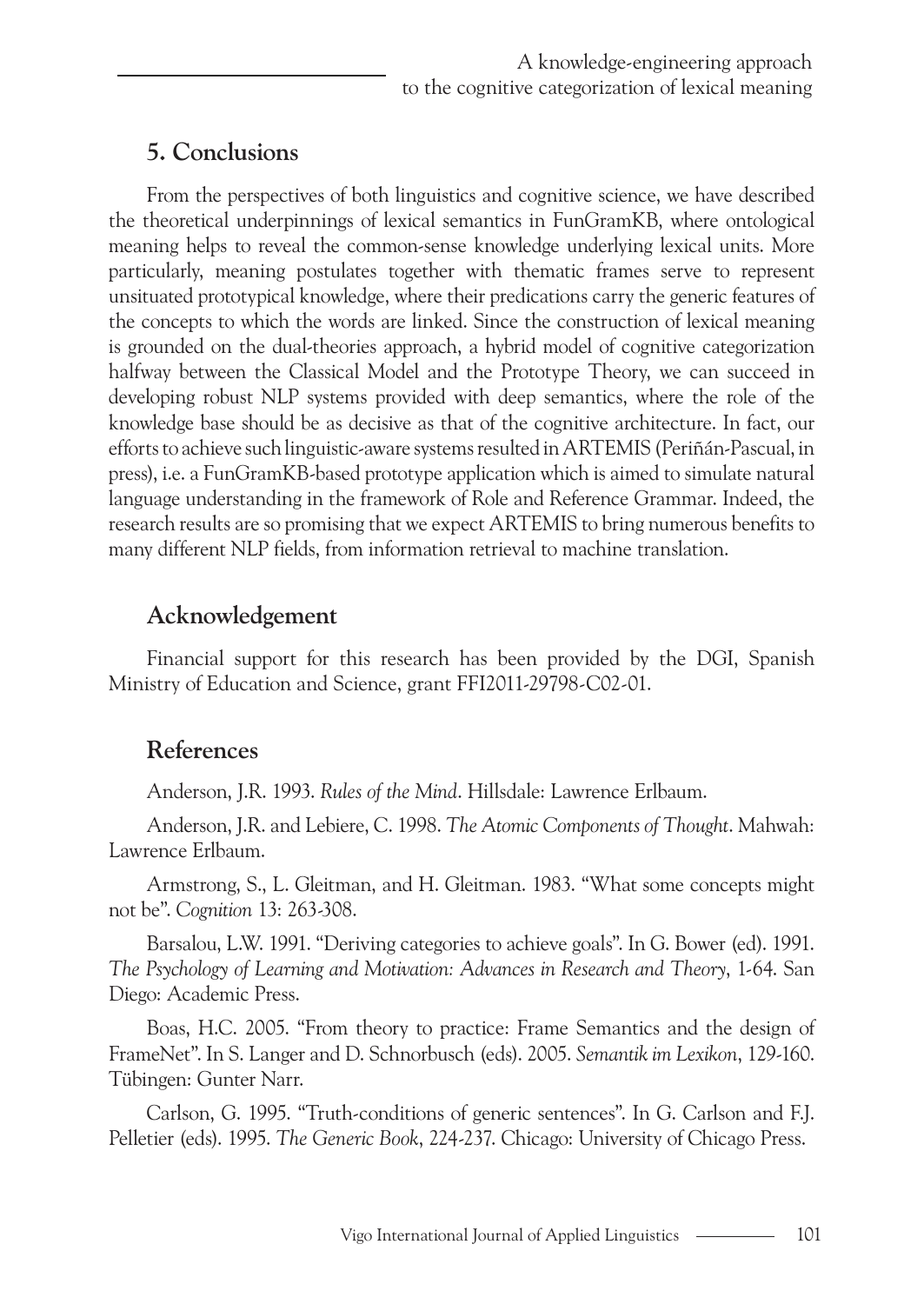## 5. Conclusions

From the perspectives of both linguistics and cognitive science, we have described the theoretical underpinnings of lexical semantics in FunGramKB, where ontological meaning helps to reveal the common-sense knowledge underlying lexical units. More particularly, meaning postulates together with thematic frames serve to represent unsituated prototypical knowledge, where their predications carry the generic features of the concepts to which the words are linked. Since the construction of lexical meaning is grounded on the dual-theories approach, a hybrid model of cognitive categorization halfway between the Classical Model and the Prototype Theory, we can succeed in developing robust NLP systems provided with deep semantics, where the role of the knowledge base should be as decisive as that of the cognitive architecture. In fact, our efforts to achieve such linguistic-aware systems resulted in ARTEMIS (Periñán-Pascual, in press), i.e. a FunGramKB-based prototype application which is aimed to simulate natural language understanding in the framework of Role and Reference Grammar. Indeed, the research results are so promising that we expect ARTEMIS to bring numerous benefits to many different NLP fields, from information retrieval to machine translation.

## Acknowledgement

Financial support for this research has been provided by the DGI, Spanish Ministry of Education and Science, grant FFI2011-29798-C02-01.

## References

Anderson, J.R. 1993. *Rules of the Mind*. Hillsdale: Lawrence Erlbaum.

Anderson, J.R. and Lebiere, C. 1998. *The Atomic Components of Thought*. Mahwah: Lawrence Erlbaum.

Armstrong, S., L. Gleitman, and H. Gleitman. 1983. "What some concepts might not be". *Cognition* 13: 263-308.

Barsalou, L.W. 1991. "Deriving categories to achieve goals". In G. Bower (ed). 1991. *The Psychology of Learning and Motivation: Advances in Research and Theory*, 1-64. San Diego: Academic Press.

Boas, H.C. 2005. "From theory to practice: Frame Semantics and the design of FrameNet". In S. Langer and D. Schnorbusch (eds). 2005. *Semantik im Lexikon*, 129-160. Tübingen: Gunter Narr.

Carlson, G. 1995. "Truth-conditions of generic sentences". In G. Carlson and F.J. Pelletier (eds). 1995. *The Generic Book*, 224-237. Chicago: University of Chicago Press.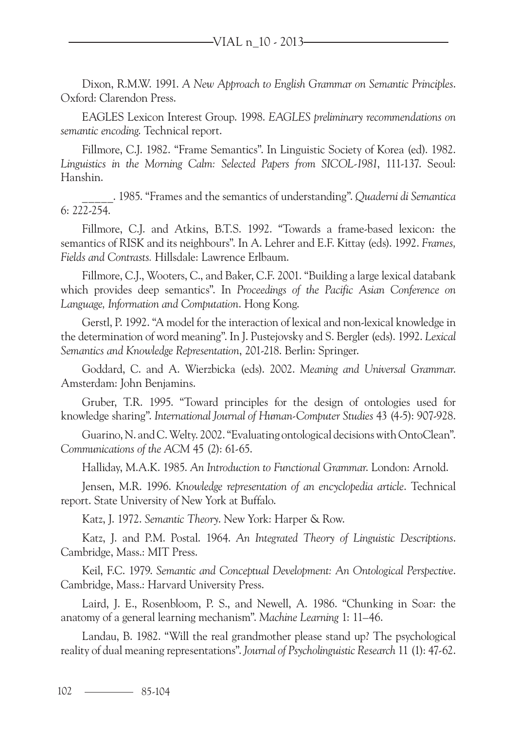Dixon, R.M.W. 1991. *A New Approach to English Grammar on Semantic Principles*. Oxford: Clarendon Press.

EAGLES Lexicon Interest Group. 1998. *EAGLES preliminary recommendations on semantic encoding.* Technical report.

Fillmore, C.J. 1982. "Frame Semantics". In Linguistic Society of Korea (ed). 1982. *Linguistics in the Morning Calm: Selected Papers from SICOL-1981*, 111-137. Seoul: Hanshin.

_____. 1985. "Frames and the semantics of understanding". *Quaderni di Semantica* 6: 222-254.

Fillmore, C.J. and Atkins, B.T.S. 1992. "Towards a frame-based lexicon: the semantics of RISK and its neighbours". In A. Lehrer and E.F. Kittay (eds). 1992. *Frames, Fields and Contrasts.* Hillsdale: Lawrence Erlbaum.

Fillmore, C.J., Wooters, C., and Baker, C.F. 2001. "Building a large lexical databank which provides deep semantics". In *Proceedings of the Pacific Asian Conference on Language, Information and Computation*. Hong Kong.

Gerstl, P. 1992. "A model for the interaction of lexical and non-lexical knowledge in the determination of word meaning". In J. Pustejovsky and S. Bergler (eds). 1992. *Lexical Semantics and Knowledge Representation*, 201-218. Berlin: Springer.

Goddard, C. and A. Wierzbicka (eds). 2002. *Meaning and Universal Grammar*. Amsterdam: John Benjamins.

Gruber, T.R. 1995. "Toward principles for the design of ontologies used for knowledge sharing". *International Journal of Human-Computer Studies* 43 (4-5): 907-928.

Guarino, N. and C. Welty. 2002. "Evaluating ontological decisions with OntoClean". *Communications of the ACM* 45 (2): 61-65.

Halliday, M.A.K. 1985. *An Introduction to Functional Grammar*. London: Arnold.

Jensen, M.R. 1996. *Knowledge representation of an encyclopedia article*. Technical report. State University of New York at Buffalo.

Katz, J. 1972. *Semantic Theory*. New York: Harper & Row.

Katz, J. and P.M. Postal. 1964. *An Integrated Theory of Linguistic Descriptions*. Cambridge, Mass.: MIT Press.

Keil, F.C. 1979. *Semantic and Conceptual Development: An Ontological Perspective*. Cambridge, Mass.: Harvard University Press.

Laird, J. E., Rosenbloom, P. S., and Newell, A. 1986. "Chunking in Soar: the anatomy of a general learning mechanism". *Machine Learning* 1: 11–46.

Landau, B. 1982. "Will the real grandmother please stand up? The psychological reality of dual meaning representations". *Journal of Psycholinguistic Research* 11 (1): 47-62.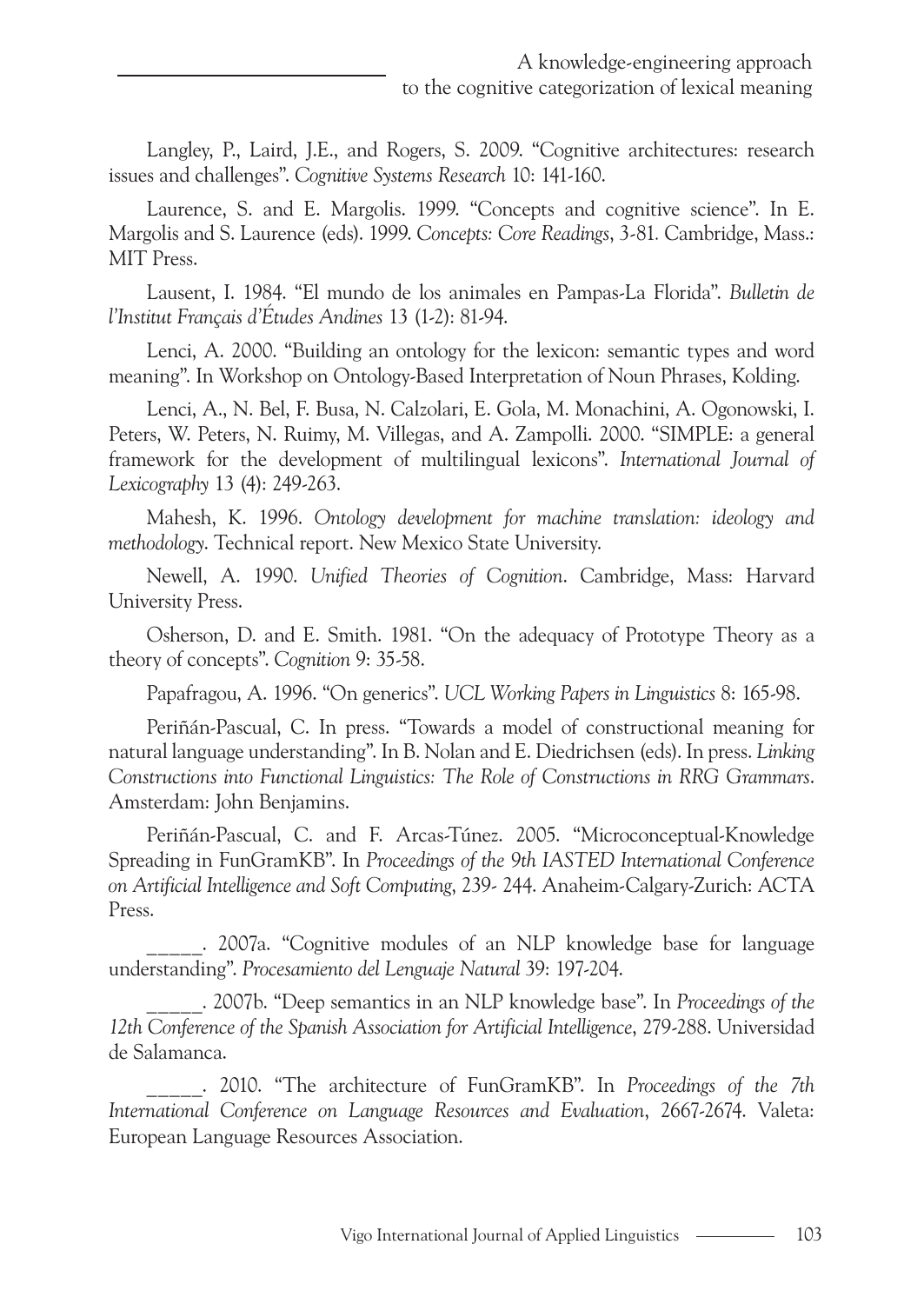Langley, P., Laird, J.E., and Rogers, S. 2009. "Cognitive architectures: research issues and challenges". *Cognitive Systems Research* 10: 141-160.

Laurence, S. and E. Margolis. 1999. "Concepts and cognitive science". In E. Margolis and S. Laurence (eds). 1999. *Concepts: Core Readings*, 3-81. Cambridge, Mass.: MIT Press.

Lausent, I. 1984. "El mundo de los animales en Pampas-La Florida". *Bulletin de l'Institut Français d'Études Andines* 13 (1-2): 81-94.

Lenci, A. 2000. "Building an ontology for the lexicon: semantic types and word meaning". In Workshop on Ontology-Based Interpretation of Noun Phrases, Kolding.

Lenci, A., N. Bel, F. Busa, N. Calzolari, E. Gola, M. Monachini, A. Ogonowski, I. Peters, W. Peters, N. Ruimy, M. Villegas, and A. Zampolli. 2000. "SIMPLE: a general framework for the development of multilingual lexicons". *International Journal of Lexicography* 13 (4): 249-263.

Mahesh, K. 1996. *Ontology development for machine translation: ideology and methodology*. Technical report. New Mexico State University.

Newell, A. 1990. *Unified Theories of Cognition*. Cambridge, Mass: Harvard University Press.

Osherson, D. and E. Smith. 1981. "On the adequacy of Prototype Theory as a theory of concepts". *Cognition* 9: 35-58.

Papafragou, A. 1996. "On generics". *UCL Working Papers in Linguistics* 8: 165-98.

Periñán-Pascual, C. In press. "Towards a model of constructional meaning for natural language understanding". In B. Nolan and E. Diedrichsen (eds). In press. *Linking Constructions into Functional Linguistics: The Role of Constructions in RRG Grammars*. Amsterdam: John Benjamins.

Periñán-Pascual, C. and F. Arcas-Túnez. 2005. "Microconceptual-Knowledge Spreading in FunGramKB". In *Proceedings of the 9th IASTED International Conference on Artificial Intelligence and Soft Computing*, 239- 244. Anaheim-Calgary-Zurich: ACTA Press.

_____. 2007a. "Cognitive modules of an NLP knowledge base for language understanding". *Procesamiento del Lenguaje Natural* 39: 197-204.

_____. 2007b. "Deep semantics in an NLP knowledge base". In *Proceedings of the 12th Conference of the Spanish Association for Artificial Intelligence*, 279-288. Universidad de Salamanca.

_____. 2010. "The architecture of FunGramKB". In *Proceedings of the 7th International Conference on Language Resources and Evaluation*, 2667-2674. Valeta: European Language Resources Association.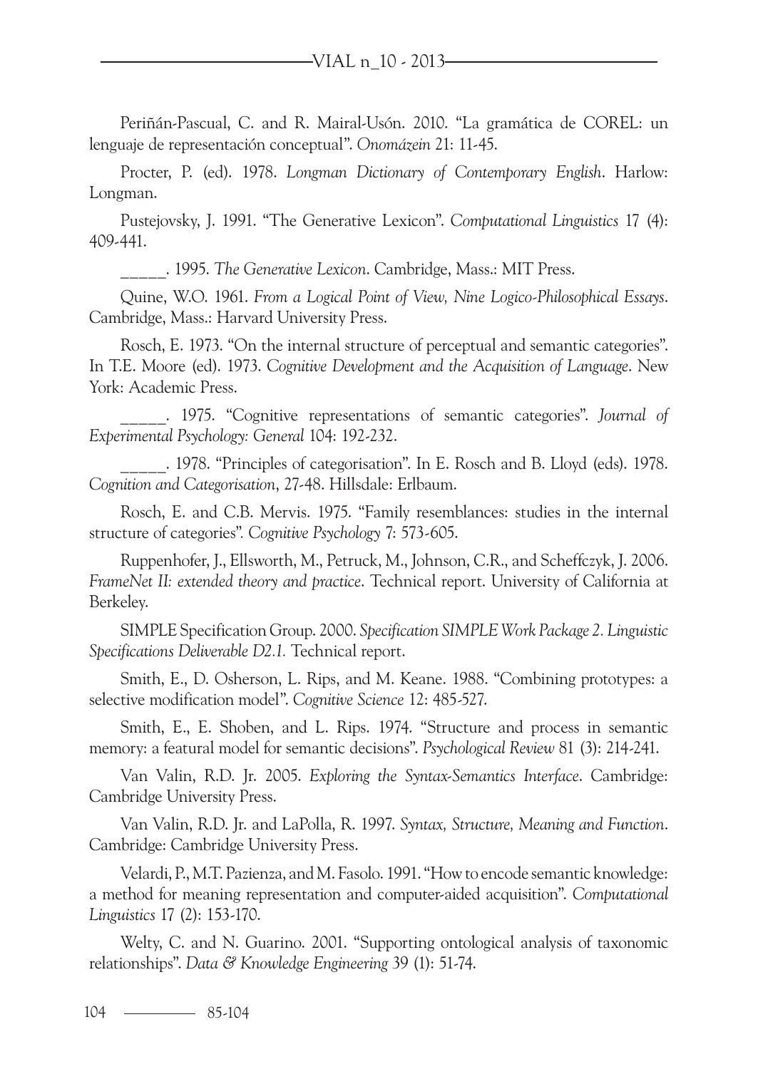Periñán-Pascual, C. and R. Mairal-Usón. 2010. "La gramática de COREL: un lenguaje de representación conceptual". *Onomázein* 21: 11-45.

Procter, P. (ed). 1978. *Longman Dictionary of Contemporary English*. Harlow: Longman.

Pustejovsky, J. 1991. "The Generative Lexicon". *Computational Linguistics* 17 (4): 409-441.

_____. 1995. *The Generative Lexicon*. Cambridge, Mass.: MIT Press.

Quine, W.O. 1961. *From a Logical Point of View, Nine Logico-Philosophical Essays*. Cambridge, Mass.: Harvard University Press.

Rosch, E. 1973. "On the internal structure of perceptual and semantic categories". In T.E. Moore (ed). 1973. *Cognitive Development and the Acquisition of Language*. New York: Academic Press.

_____. 1975. "Cognitive representations of semantic categories". *Journal of Experimental Psychology: General* 104: 192-232.

_____. 1978. "Principles of categorisation". In E. Rosch and B. Lloyd (eds). 1978. *Cognition and Categorisation*, 27-48. Hillsdale: Erlbaum.

Rosch, E. and C.B. Mervis. 1975. "Family resemblances: studies in the internal structure of categories". *Cognitive Psychology* 7: 573-605.

Ruppenhofer, J., Ellsworth, M., Petruck, M., Johnson, C.R., and Scheffczyk, J. 2006. *FrameNet II: extended theory and practice*. Technical report. University of California at Berkeley.

SIMPLE Specification Group. 2000. *Specification SIMPLE Work Package 2. Linguistic Specifications Deliverable D2.1.* Technical report.

Smith, E., D. Osherson, L. Rips, and M. Keane. 1988. "Combining prototypes: a selective modification model". *Cognitive Science* 12: 485-527.

Smith, E., E. Shoben, and L. Rips. 1974. "Structure and process in semantic memory: a featural model for semantic decisions". *Psychological Review* 81 (3): 214-241.

Van Valin, R.D. Jr. 2005. *Exploring the Syntax-Semantics Interface*. Cambridge: Cambridge University Press.

Van Valin, R.D. Jr. and LaPolla, R. 1997. *Syntax, Structure, Meaning and Function*. Cambridge: Cambridge University Press.

Velardi, P., M.T. Pazienza, and M. Fasolo. 1991. "How to encode semantic knowledge: a method for meaning representation and computer-aided acquisition". *Computational Linguistics* 17 (2): 153-170.

Welty, C. and N. Guarino. 2001. "Supporting ontological analysis of taxonomic relationships". *Data & Knowledge Engineering* 39 (1): 51-74.